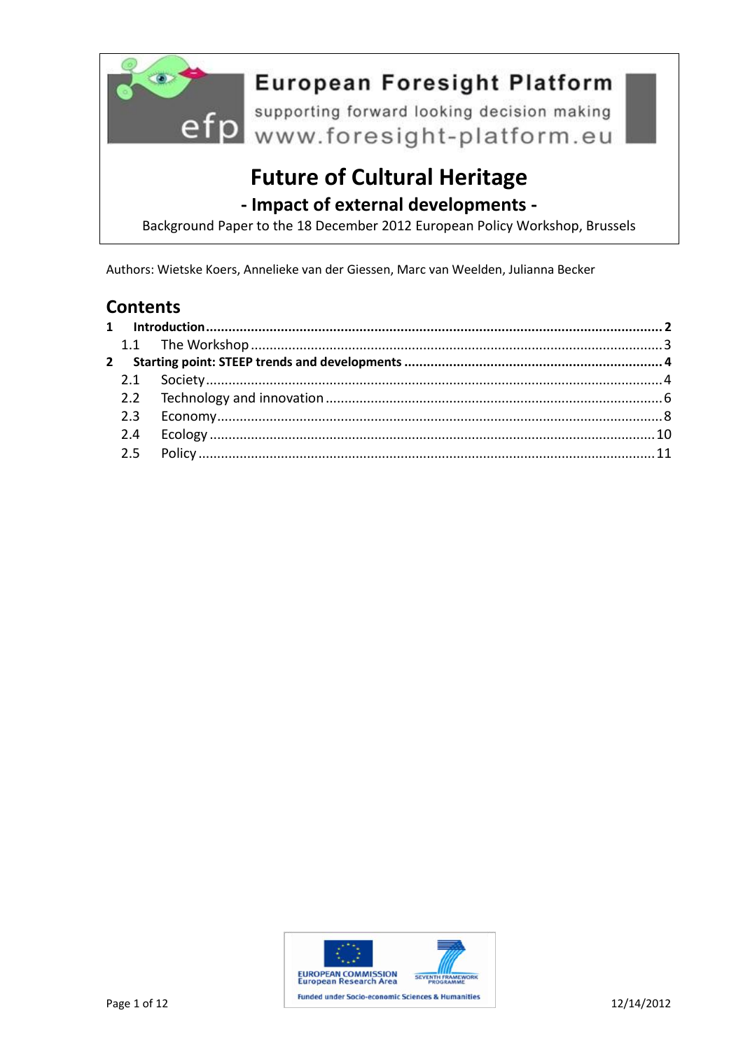European Foresight Platform

supporting forward looking decision making

www.foresight-platform.eu

# Future of Cultural Heritage

## - Impact of external developments -

Background Paper to the 18 December 2012 European Policy Workshop, Brussels

Authors: Wietske Koers, Annelieke van der Giessen, Marc van Weelden, Julianna Becker

## Contents

**1 Introduction ........ 2**

- 1.1 The Workshop ........ 3

**2 Starting point: STEEP trends and developments ........ 4**

- 2.1 Society ........ 4
- 2.2 Technology and innovation ........ 6
- 2.3 Economy ........ 8
- 2.4 Ecology ........ 10
- 2.5 Policy ........ 11

EUROPEAN COMMISSION
European Research Area

SEVENTH FRAMEWORK PROGRAMME

Funded under Socio-economic Sciences & Humanities

12/14/2012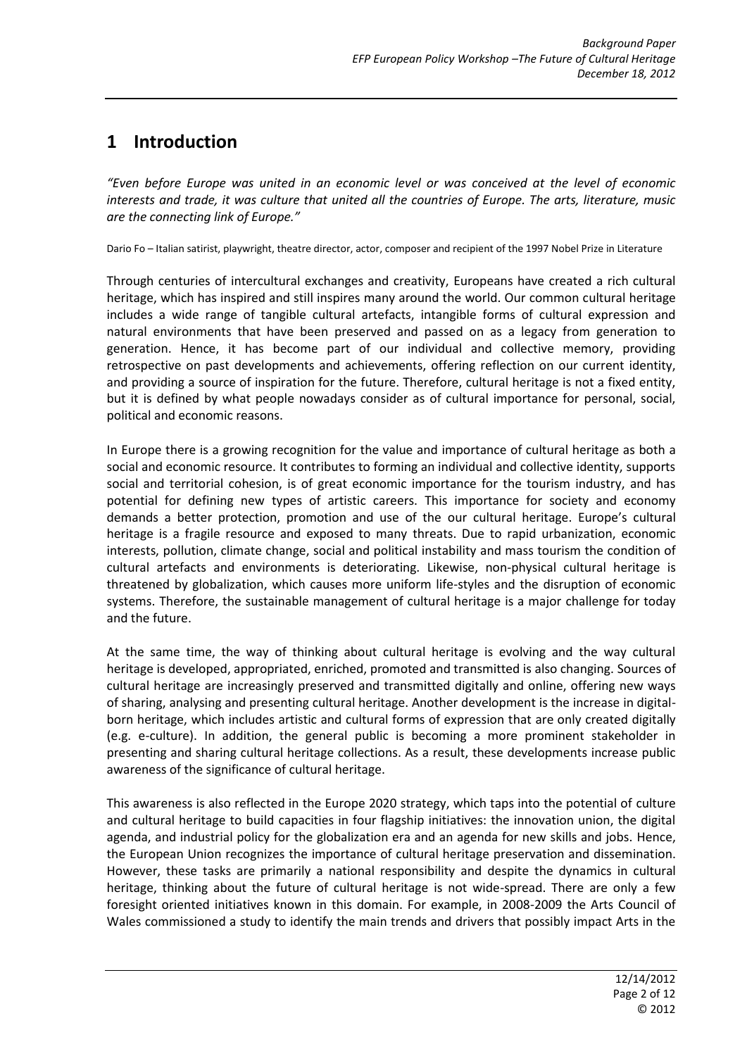# 1 Introduction

*"Even before Europe was united in an economic level or was conceived at the level of economic interests and trade, it was culture that united all the countries of Europe. The arts, literature, music are the connecting link of Europe."*

Dario Fo – Italian satirist, playwright, theatre director, actor, composer and recipient of the 1997 Nobel Prize in Literature

Through centuries of intercultural exchanges and creativity, Europeans have created a rich cultural heritage, which has inspired and still inspires many around the world. Our common cultural heritage includes a wide range of tangible cultural artefacts, intangible forms of cultural expression and natural environments that have been preserved and passed on as a legacy from generation to generation. Hence, it has become part of our individual and collective memory, providing retrospective on past developments and achievements, offering reflection on our current identity, and providing a source of inspiration for the future. Therefore, cultural heritage is not a fixed entity, but it is defined by what people nowadays consider as of cultural importance for personal, social, political and economic reasons.

In Europe there is a growing recognition for the value and importance of cultural heritage as both a social and economic resource. It contributes to forming an individual and collective identity, supports social and territorial cohesion, is of great economic importance for the tourism industry, and has potential for defining new types of artistic careers. This importance for society and economy demands a better protection, promotion and use of the our cultural heritage. Europe's cultural heritage is a fragile resource and exposed to many threats. Due to rapid urbanization, economic interests, pollution, climate change, social and political instability and mass tourism the condition of cultural artefacts and environments is deteriorating. Likewise, non-physical cultural heritage is threatened by globalization, which causes more uniform life-styles and the disruption of economic systems. Therefore, the sustainable management of cultural heritage is a major challenge for today and the future.

At the same time, the way of thinking about cultural heritage is evolving and the way cultural heritage is developed, appropriated, enriched, promoted and transmitted is also changing. Sources of cultural heritage are increasingly preserved and transmitted digitally and online, offering new ways of sharing, analysing and presenting cultural heritage. Another development is the increase in digital-born heritage, which includes artistic and cultural forms of expression that are only created digitally (e.g. e-culture). In addition, the general public is becoming a more prominent stakeholder in presenting and sharing cultural heritage collections. As a result, these developments increase public awareness of the significance of cultural heritage.

This awareness is also reflected in the Europe 2020 strategy, which taps into the potential of culture and cultural heritage to build capacities in four flagship initiatives: the innovation union, the digital agenda, and industrial policy for the globalization era and an agenda for new skills and jobs. Hence, the European Union recognizes the importance of cultural heritage preservation and dissemination. However, these tasks are primarily a national responsibility and despite the dynamics in cultural heritage, thinking about the future of cultural heritage is not wide-spread. There are only a few foresight oriented initiatives known in this domain. For example, in 2008-2009 the Arts Council of Wales commissioned a study to identify the main trends and drivers that possibly impact Arts in the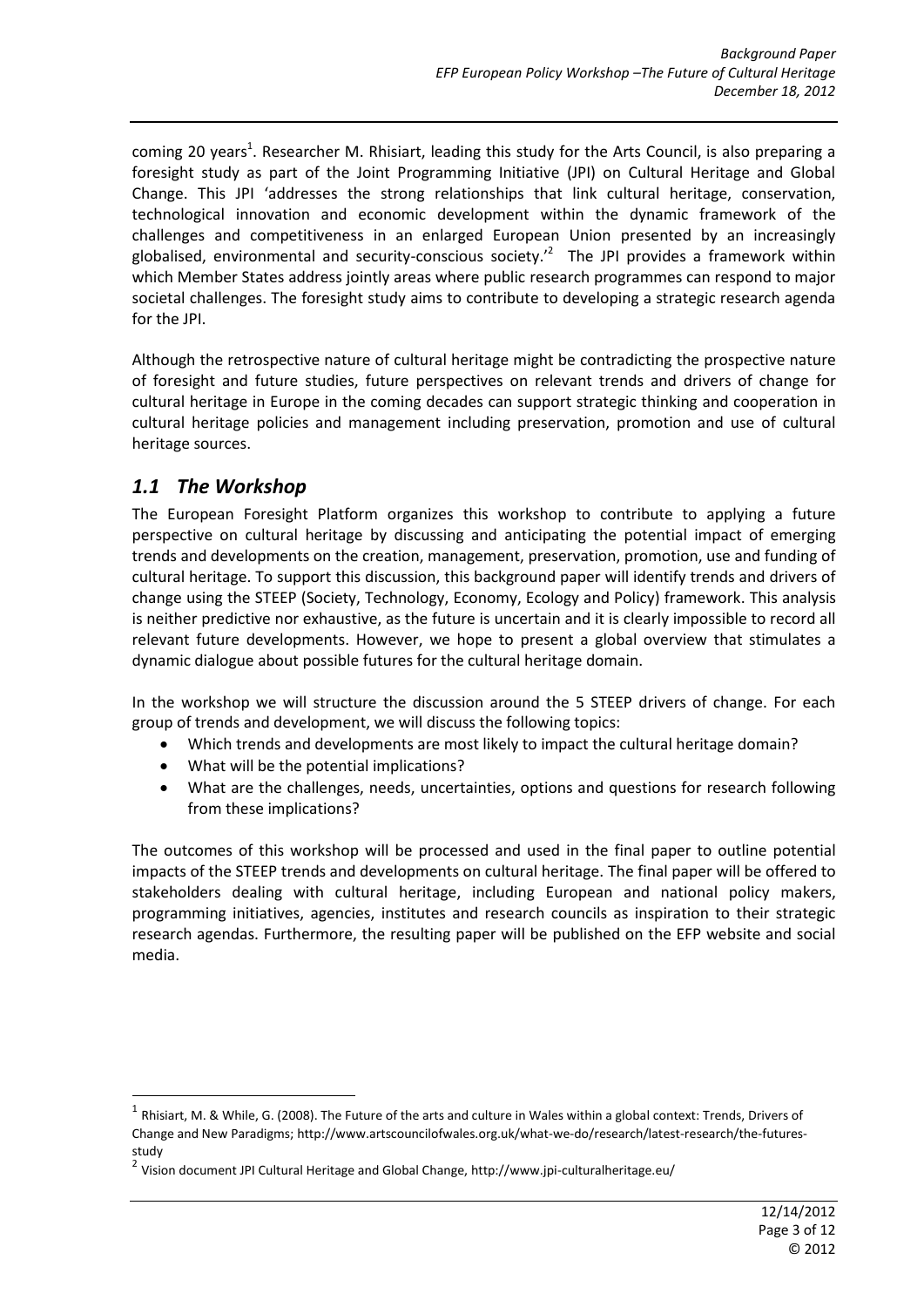coming 20 years[1]. Researcher M. Rhisiart, leading this study for the Arts Council, is also preparing a foresight study as part of the Joint Programming Initiative (JPI) on Cultural Heritage and Global Change. This JPI 'addresses the strong relationships that link cultural heritage, conservation, technological innovation and economic development within the dynamic framework of the challenges and competitiveness in an enlarged European Union presented by an increasingly globalised, environmental and security-conscious society.'[2] The JPI provides a framework within which Member States address jointly areas where public research programmes can respond to major societal challenges. The foresight study aims to contribute to developing a strategic research agenda for the JPI.

Although the retrospective nature of cultural heritage might be contradicting the prospective nature of foresight and future studies, future perspectives on relevant trends and drivers of change for cultural heritage in Europe in the coming decades can support strategic thinking and cooperation in cultural heritage policies and management including preservation, promotion and use of cultural heritage sources.

## *1.1 The Workshop*

The European Foresight Platform organizes this workshop to contribute to applying a future perspective on cultural heritage by discussing and anticipating the potential impact of emerging trends and developments on the creation, management, preservation, promotion, use and funding of cultural heritage. To support this discussion, this background paper will identify trends and drivers of change using the STEEP (Society, Technology, Economy, Ecology and Policy) framework. This analysis is neither predictive nor exhaustive, as the future is uncertain and it is clearly impossible to record all relevant future developments. However, we hope to present a global overview that stimulates a dynamic dialogue about possible futures for the cultural heritage domain.

In the workshop we will structure the discussion around the 5 STEEP drivers of change. For each group of trends and development, we will discuss the following topics:

- Which trends and developments are most likely to impact the cultural heritage domain?
- What will be the potential implications?
- What are the challenges, needs, uncertainties, options and questions for research following from these implications?

The outcomes of this workshop will be processed and used in the final paper to outline potential impacts of the STEEP trends and developments on cultural heritage. The final paper will be offered to stakeholders dealing with cultural heritage, including European and national policy makers, programming initiatives, agencies, institutes and research councils as inspiration to their strategic research agendas. Furthermore, the resulting paper will be published on the EFP website and social media.

---

[1] Rhisiart, M. & While, G. (2008). The Future of the arts and culture in Wales within a global context: Trends, Drivers of Change and New Paradigms; http://www.artscouncilofwales.org.uk/what-we-do/research/latest-research/the-futures-study

[2] Vision document JPI Cultural Heritage and Global Change, http://www.jpi-culturalheritage.eu/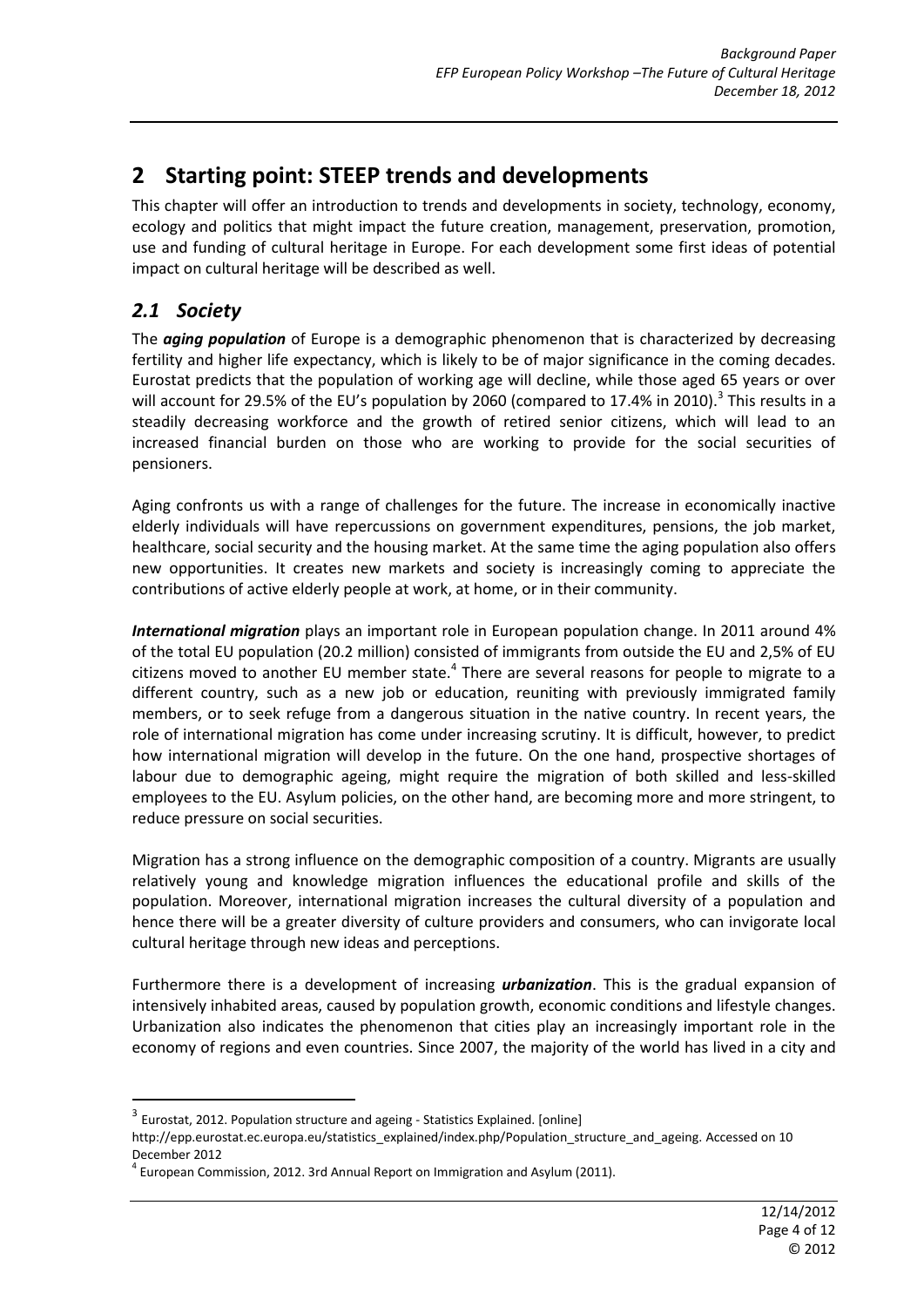## 2 Starting point: STEEP trends and developments

This chapter will offer an introduction to trends and developments in society, technology, economy, ecology and politics that might impact the future creation, management, preservation, promotion, use and funding of cultural heritage in Europe. For each development some first ideas of potential impact on cultural heritage will be described as well.

### *2.1 Society*

The ***aging population*** of Europe is a demographic phenomenon that is characterized by decreasing fertility and higher life expectancy, which is likely to be of major significance in the coming decades. Eurostat predicts that the population of working age will decline, while those aged 65 years or over will account for 29.5% of the EU's population by 2060 (compared to 17.4% in 2010).[3] This results in a steadily decreasing workforce and the growth of retired senior citizens, which will lead to an increased financial burden on those who are working to provide for the social securities of pensioners.

Aging confronts us with a range of challenges for the future. The increase in economically inactive elderly individuals will have repercussions on government expenditures, pensions, the job market, healthcare, social security and the housing market. At the same time the aging population also offers new opportunities. It creates new markets and society is increasingly coming to appreciate the contributions of active elderly people at work, at home, or in their community.

***International migration*** plays an important role in European population change. In 2011 around 4% of the total EU population (20.2 million) consisted of immigrants from outside the EU and 2,5% of EU citizens moved to another EU member state.[4] There are several reasons for people to migrate to a different country, such as a new job or education, reuniting with previously immigrated family members, or to seek refuge from a dangerous situation in the native country. In recent years, the role of international migration has come under increasing scrutiny. It is difficult, however, to predict how international migration will develop in the future. On the one hand, prospective shortages of labour due to demographic ageing, might require the migration of both skilled and less-skilled employees to the EU. Asylum policies, on the other hand, are becoming more and more stringent, to reduce pressure on social securities.

Migration has a strong influence on the demographic composition of a country. Migrants are usually relatively young and knowledge migration influences the educational profile and skills of the population. Moreover, international migration increases the cultural diversity of a population and hence there will be a greater diversity of culture providers and consumers, who can invigorate local cultural heritage through new ideas and perceptions.

Furthermore there is a development of increasing ***urbanization***. This is the gradual expansion of intensively inhabited areas, caused by population growth, economic conditions and lifestyle changes. Urbanization also indicates the phenomenon that cities play an increasingly important role in the economy of regions and even countries. Since 2007, the majority of the world has lived in a city and

---

[3] Eurostat, 2012. Population structure and ageing - Statistics Explained. [online] http://epp.eurostat.ec.europa.eu/statistics_explained/index.php/Population_structure_and_ageing. Accessed on 10 December 2012

[4] European Commission, 2012. 3rd Annual Report on Immigration and Asylum (2011).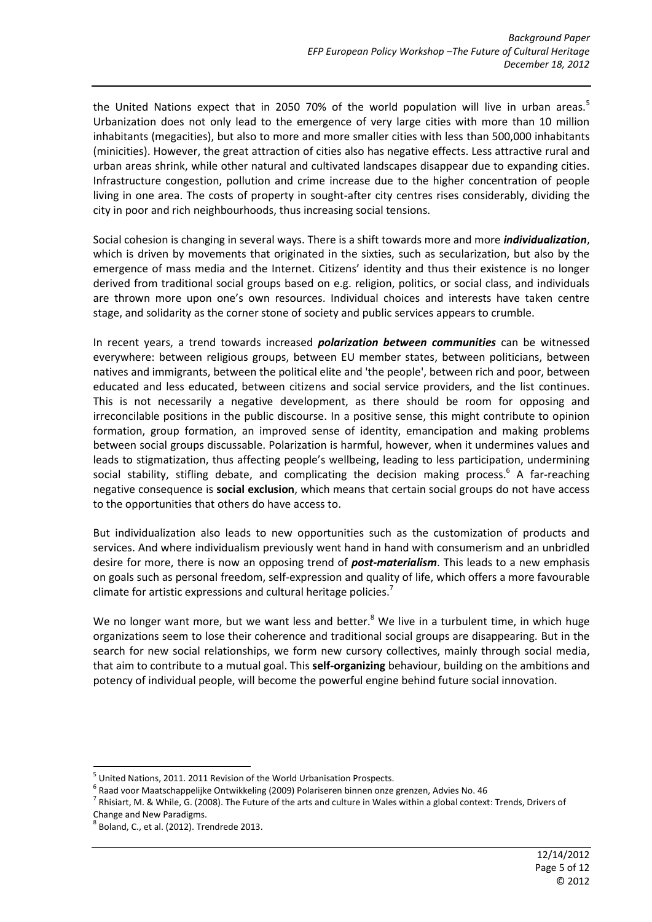the United Nations expect that in 2050 70% of the world population will live in urban areas.[5] Urbanization does not only lead to the emergence of very large cities with more than 10 million inhabitants (megacities), but also to more and more smaller cities with less than 500,000 inhabitants (minicities). However, the great attraction of cities also has negative effects. Less attractive rural and urban areas shrink, while other natural and cultivated landscapes disappear due to expanding cities. Infrastructure congestion, pollution and crime increase due to the higher concentration of people living in one area. The costs of property in sought-after city centres rises considerably, dividing the city in poor and rich neighbourhoods, thus increasing social tensions.

Social cohesion is changing in several ways. There is a shift towards more and more ***individualization***, which is driven by movements that originated in the sixties, such as secularization, but also by the emergence of mass media and the Internet. Citizens' identity and thus their existence is no longer derived from traditional social groups based on e.g. religion, politics, or social class, and individuals are thrown more upon one's own resources. Individual choices and interests have taken centre stage, and solidarity as the corner stone of society and public services appears to crumble.

In recent years, a trend towards increased ***polarization between communities*** can be witnessed everywhere: between religious groups, between EU member states, between politicians, between natives and immigrants, between the political elite and 'the people', between rich and poor, between educated and less educated, between citizens and social service providers, and the list continues. This is not necessarily a negative development, as there should be room for opposing and irreconcilable positions in the public discourse. In a positive sense, this might contribute to opinion formation, group formation, an improved sense of identity, emancipation and making problems between social groups discussable. Polarization is harmful, however, when it undermines values and leads to stigmatization, thus affecting people's wellbeing, leading to less participation, undermining social stability, stifling debate, and complicating the decision making process.[6] A far-reaching negative consequence is **social exclusion**, which means that certain social groups do not have access to the opportunities that others do have access to.

But individualization also leads to new opportunities such as the customization of products and services. And where individualism previously went hand in hand with consumerism and an unbridled desire for more, there is now an opposing trend of ***post-materialism***. This leads to a new emphasis on goals such as personal freedom, self-expression and quality of life, which offers a more favourable climate for artistic expressions and cultural heritage policies.[7]

We no longer want more, but we want less and better.[8] We live in a turbulent time, in which huge organizations seem to lose their coherence and traditional social groups are disappearing. But in the search for new social relationships, we form new cursory collectives, mainly through social media, that aim to contribute to a mutual goal. This **self-organizing** behaviour, building on the ambitions and potency of individual people, will become the powerful engine behind future social innovation.

---

[5] United Nations, 2011. 2011 Revision of the World Urbanisation Prospects.

[6] Raad voor Maatschappelijke Ontwikkeling (2009) Polariseren binnen onze grenzen, Advies No. 46

[7] Rhisiart, M. & While, G. (2008). The Future of the arts and culture in Wales within a global context: Trends, Drivers of Change and New Paradigms.

[8] Boland, C., et al. (2012). Trendrede 2013.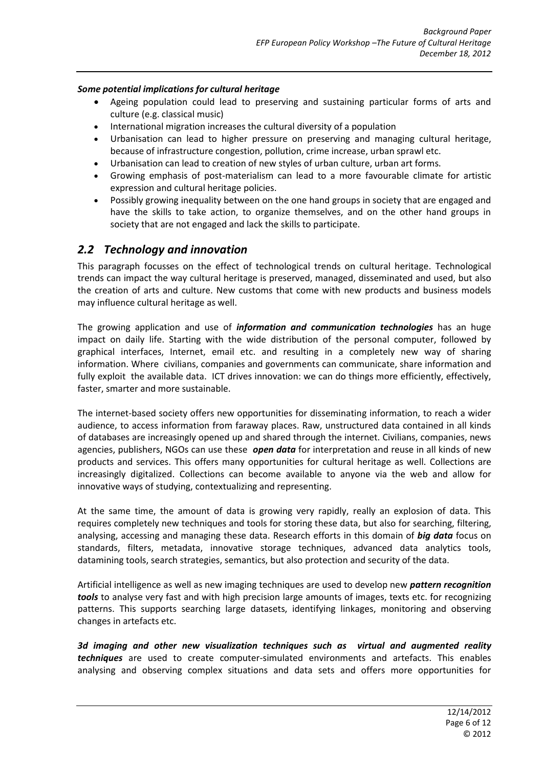***Some potential implications for cultural heritage***

- Ageing population could lead to preserving and sustaining particular forms of arts and culture (e.g. classical music)
- International migration increases the cultural diversity of a population
- Urbanisation can lead to higher pressure on preserving and managing cultural heritage, because of infrastructure congestion, pollution, crime increase, urban sprawl etc.
- Urbanisation can lead to creation of new styles of urban culture, urban art forms.
- Growing emphasis of post-materialism can lead to a more favourable climate for artistic expression and cultural heritage policies.
- Possibly growing inequality between on the one hand groups in society that are engaged and have the skills to take action, to organize themselves, and on the other hand groups in society that are not engaged and lack the skills to participate.

## *2.2 Technology and innovation*

This paragraph focusses on the effect of technological trends on cultural heritage. Technological trends can impact the way cultural heritage is preserved, managed, disseminated and used, but also the creation of arts and culture. New customs that come with new products and business models may influence cultural heritage as well.

The growing application and use of ***information and communication technologies*** has an huge impact on daily life. Starting with the wide distribution of the personal computer, followed by graphical interfaces, Internet, email etc. and resulting in a completely new way of sharing information. Where civilians, companies and governments can communicate, share information and fully exploit the available data. ICT drives innovation: we can do things more efficiently, effectively, faster, smarter and more sustainable.

The internet-based society offers new opportunities for disseminating information, to reach a wider audience, to access information from faraway places. Raw, unstructured data contained in all kinds of databases are increasingly opened up and shared through the internet. Civilians, companies, news agencies, publishers, NGOs can use these ***open data*** for interpretation and reuse in all kinds of new products and services. This offers many opportunities for cultural heritage as well. Collections are increasingly digitalized. Collections can become available to anyone via the web and allow for innovative ways of studying, contextualizing and representing.

At the same time, the amount of data is growing very rapidly, really an explosion of data. This requires completely new techniques and tools for storing these data, but also for searching, filtering, analysing, accessing and managing these data. Research efforts in this domain of ***big data*** focus on standards, filters, metadata, innovative storage techniques, advanced data analytics tools, datamining tools, search strategies, semantics, but also protection and security of the data.

Artificial intelligence as well as new imaging techniques are used to develop new ***pattern recognition tools*** to analyse very fast and with high precision large amounts of images, texts etc. for recognizing patterns. This supports searching large datasets, identifying linkages, monitoring and observing changes in artefacts etc.

***3d imaging and other new visualization techniques such as virtual and augmented reality techniques*** are used to create computer-simulated environments and artefacts. This enables analysing and observing complex situations and data sets and offers more opportunities for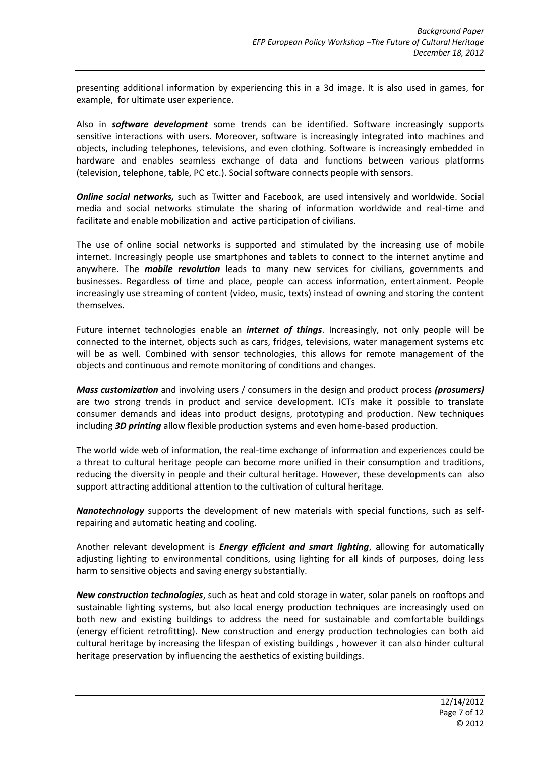presenting additional information by experiencing this in a 3d image. It is also used in games, for example, for ultimate user experience.

Also in ***software development*** some trends can be identified. Software increasingly supports sensitive interactions with users. Moreover, software is increasingly integrated into machines and objects, including telephones, televisions, and even clothing. Software is increasingly embedded in hardware and enables seamless exchange of data and functions between various platforms (television, telephone, table, PC etc.). Social software connects people with sensors.

***Online social networks,*** such as Twitter and Facebook, are used intensively and worldwide. Social media and social networks stimulate the sharing of information worldwide and real-time and facilitate and enable mobilization and active participation of civilians.

The use of online social networks is supported and stimulated by the increasing use of mobile internet. Increasingly people use smartphones and tablets to connect to the internet anytime and anywhere. The ***mobile revolution*** leads to many new services for civilians, governments and businesses. Regardless of time and place, people can access information, entertainment. People increasingly use streaming of content (video, music, texts) instead of owning and storing the content themselves.

Future internet technologies enable an ***internet of things***. Increasingly, not only people will be connected to the internet, objects such as cars, fridges, televisions, water management systems etc will be as well. Combined with sensor technologies, this allows for remote management of the objects and continuous and remote monitoring of conditions and changes.

***Mass customization*** and involving users / consumers in the design and product process ***(prosumers)*** are two strong trends in product and service development. ICTs make it possible to translate consumer demands and ideas into product designs, prototyping and production. New techniques including ***3D printing*** allow flexible production systems and even home-based production.

The world wide web of information, the real-time exchange of information and experiences could be a threat to cultural heritage people can become more unified in their consumption and traditions, reducing the diversity in people and their cultural heritage. However, these developments can also support attracting additional attention to the cultivation of cultural heritage.

***Nanotechnology*** supports the development of new materials with special functions, such as self-repairing and automatic heating and cooling.

Another relevant development is ***Energy efficient and smart lighting***, allowing for automatically adjusting lighting to environmental conditions, using lighting for all kinds of purposes, doing less harm to sensitive objects and saving energy substantially.

***New construction technologies***, such as heat and cold storage in water, solar panels on rooftops and sustainable lighting systems, but also local energy production techniques are increasingly used on both new and existing buildings to address the need for sustainable and comfortable buildings (energy efficient retrofitting). New construction and energy production technologies can both aid cultural heritage by increasing the lifespan of existing buildings , however it can also hinder cultural heritage preservation by influencing the aesthetics of existing buildings.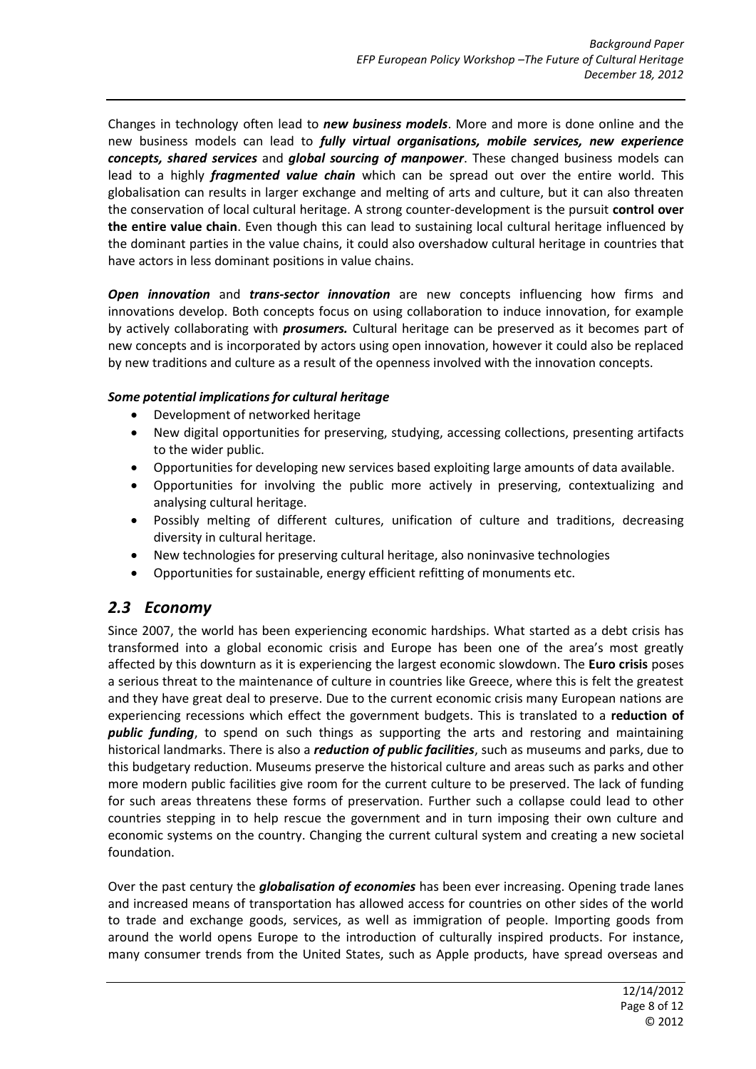Changes in technology often lead to ***new business models***. More and more is done online and the new business models can lead to ***fully virtual organisations, mobile services, new experience concepts, shared services*** and ***global sourcing of manpower***. These changed business models can lead to a highly ***fragmented value chain*** which can be spread out over the entire world. This globalisation can results in larger exchange and melting of arts and culture, but it can also threaten the conservation of local cultural heritage. A strong counter-development is the pursuit **control over the entire value chain**. Even though this can lead to sustaining local cultural heritage influenced by the dominant parties in the value chains, it could also overshadow cultural heritage in countries that have actors in less dominant positions in value chains.

***Open innovation*** and ***trans-sector innovation*** are new concepts influencing how firms and innovations develop. Both concepts focus on using collaboration to induce innovation, for example by actively collaborating with ***prosumers.*** Cultural heritage can be preserved as it becomes part of new concepts and is incorporated by actors using open innovation, however it could also be replaced by new traditions and culture as a result of the openness involved with the innovation concepts.

***Some potential implications for cultural heritage***

- Development of networked heritage
- New digital opportunities for preserving, studying, accessing collections, presenting artifacts to the wider public.
- Opportunities for developing new services based exploiting large amounts of data available.
- Opportunities for involving the public more actively in preserving, contextualizing and analysing cultural heritage.
- Possibly melting of different cultures, unification of culture and traditions, decreasing diversity in cultural heritage.
- New technologies for preserving cultural heritage, also noninvasive technologies
- Opportunities for sustainable, energy efficient refitting of monuments etc.

## *2.3 Economy*

Since 2007, the world has been experiencing economic hardships. What started as a debt crisis has transformed into a global economic crisis and Europe has been one of the area's most greatly affected by this downturn as it is experiencing the largest economic slowdown. The **Euro crisis** poses a serious threat to the maintenance of culture in countries like Greece, where this is felt the greatest and they have great deal to preserve. Due to the current economic crisis many European nations are experiencing recessions which effect the government budgets. This is translated to a **reduction of *public funding***, to spend on such things as supporting the arts and restoring and maintaining historical landmarks. There is also a ***reduction of public facilities***, such as museums and parks, due to this budgetary reduction. Museums preserve the historical culture and areas such as parks and other more modern public facilities give room for the current culture to be preserved. The lack of funding for such areas threatens these forms of preservation. Further such a collapse could lead to other countries stepping in to help rescue the government and in turn imposing their own culture and economic systems on the country. Changing the current cultural system and creating a new societal foundation.

Over the past century the ***globalisation of economies*** has been ever increasing. Opening trade lanes and increased means of transportation has allowed access for countries on other sides of the world to trade and exchange goods, services, as well as immigration of people. Importing goods from around the world opens Europe to the introduction of culturally inspired products. For instance, many consumer trends from the United States, such as Apple products, have spread overseas and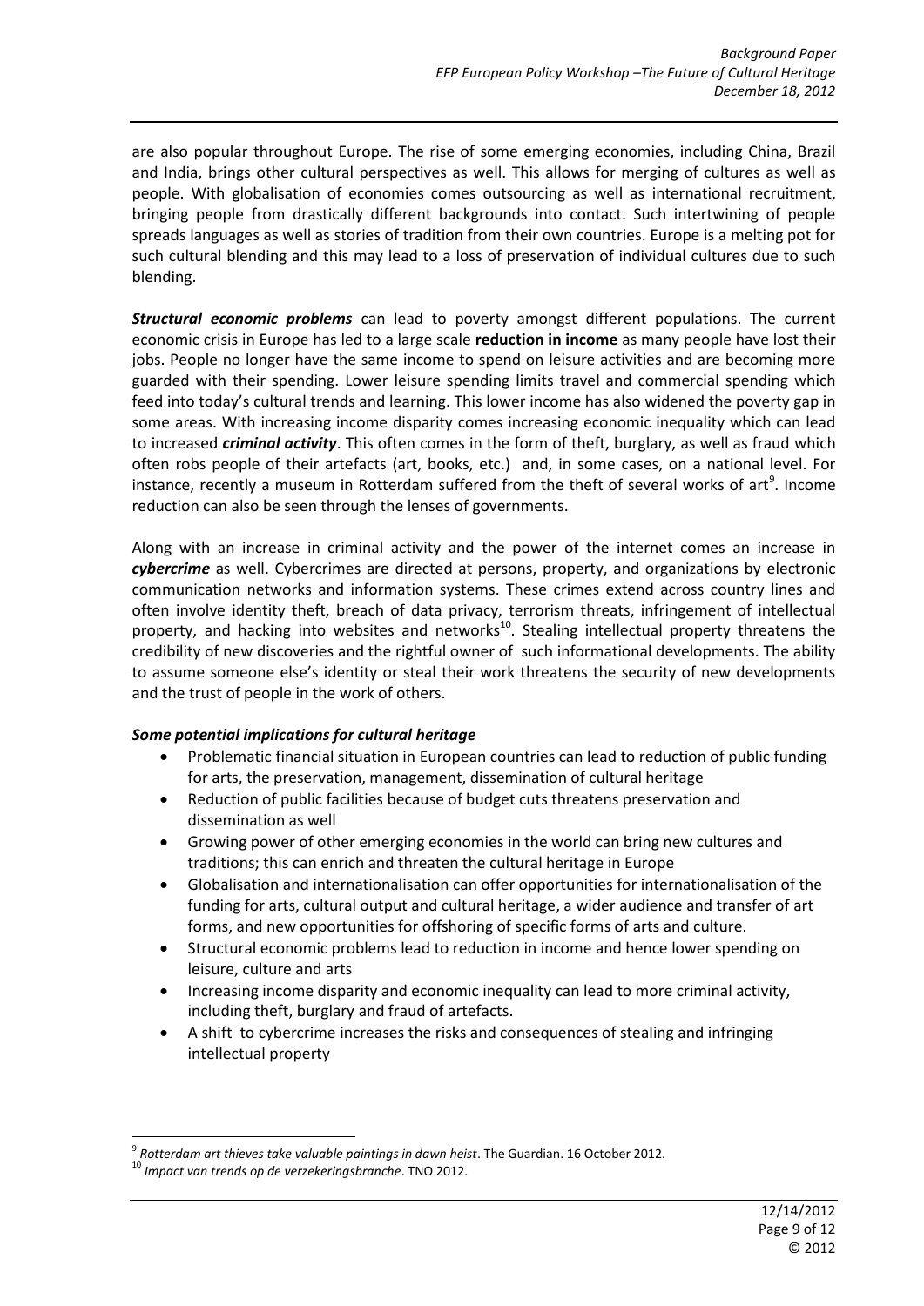are also popular throughout Europe. The rise of some emerging economies, including China, Brazil and India, brings other cultural perspectives as well. This allows for merging of cultures as well as people. With globalisation of economies comes outsourcing as well as international recruitment, bringing people from drastically different backgrounds into contact. Such intertwining of people spreads languages as well as stories of tradition from their own countries. Europe is a melting pot for such cultural blending and this may lead to a loss of preservation of individual cultures due to such blending.

***Structural economic problems*** can lead to poverty amongst different populations. The current economic crisis in Europe has led to a large scale **reduction in income** as many people have lost their jobs. People no longer have the same income to spend on leisure activities and are becoming more guarded with their spending. Lower leisure spending limits travel and commercial spending which feed into today's cultural trends and learning. This lower income has also widened the poverty gap in some areas. With increasing income disparity comes increasing economic inequality which can lead to increased ***criminal activity***. This often comes in the form of theft, burglary, as well as fraud which often robs people of their artefacts (art, books, etc.) and, in some cases, on a national level. For instance, recently a museum in Rotterdam suffered from the theft of several works of art[9]. Income reduction can also be seen through the lenses of governments.

Along with an increase in criminal activity and the power of the internet comes an increase in ***cybercrime*** as well. Cybercrimes are directed at persons, property, and organizations by electronic communication networks and information systems. These crimes extend across country lines and often involve identity theft, breach of data privacy, terrorism threats, infringement of intellectual property, and hacking into websites and networks[10]. Stealing intellectual property threatens the credibility of new discoveries and the rightful owner of such informational developments. The ability to assume someone else's identity or steal their work threatens the security of new developments and the trust of people in the work of others.

***Some potential implications for cultural heritage***

- Problematic financial situation in European countries can lead to reduction of public funding for arts, the preservation, management, dissemination of cultural heritage
- Reduction of public facilities because of budget cuts threatens preservation and dissemination as well
- Growing power of other emerging economies in the world can bring new cultures and traditions; this can enrich and threaten the cultural heritage in Europe
- Globalisation and internationalisation can offer opportunities for internationalisation of the funding for arts, cultural output and cultural heritage, a wider audience and transfer of art forms, and new opportunities for offshoring of specific forms of arts and culture.
- Structural economic problems lead to reduction in income and hence lower spending on leisure, culture and arts
- Increasing income disparity and economic inequality can lead to more criminal activity, including theft, burglary and fraud of artefacts.
- A shift to cybercrime increases the risks and consequences of stealing and infringing intellectual property

---

[9] *Rotterdam art thieves take valuable paintings in dawn heist*. The Guardian. 16 October 2012.

[10] *Impact van trends op de verzekeringsbranche*. TNO 2012.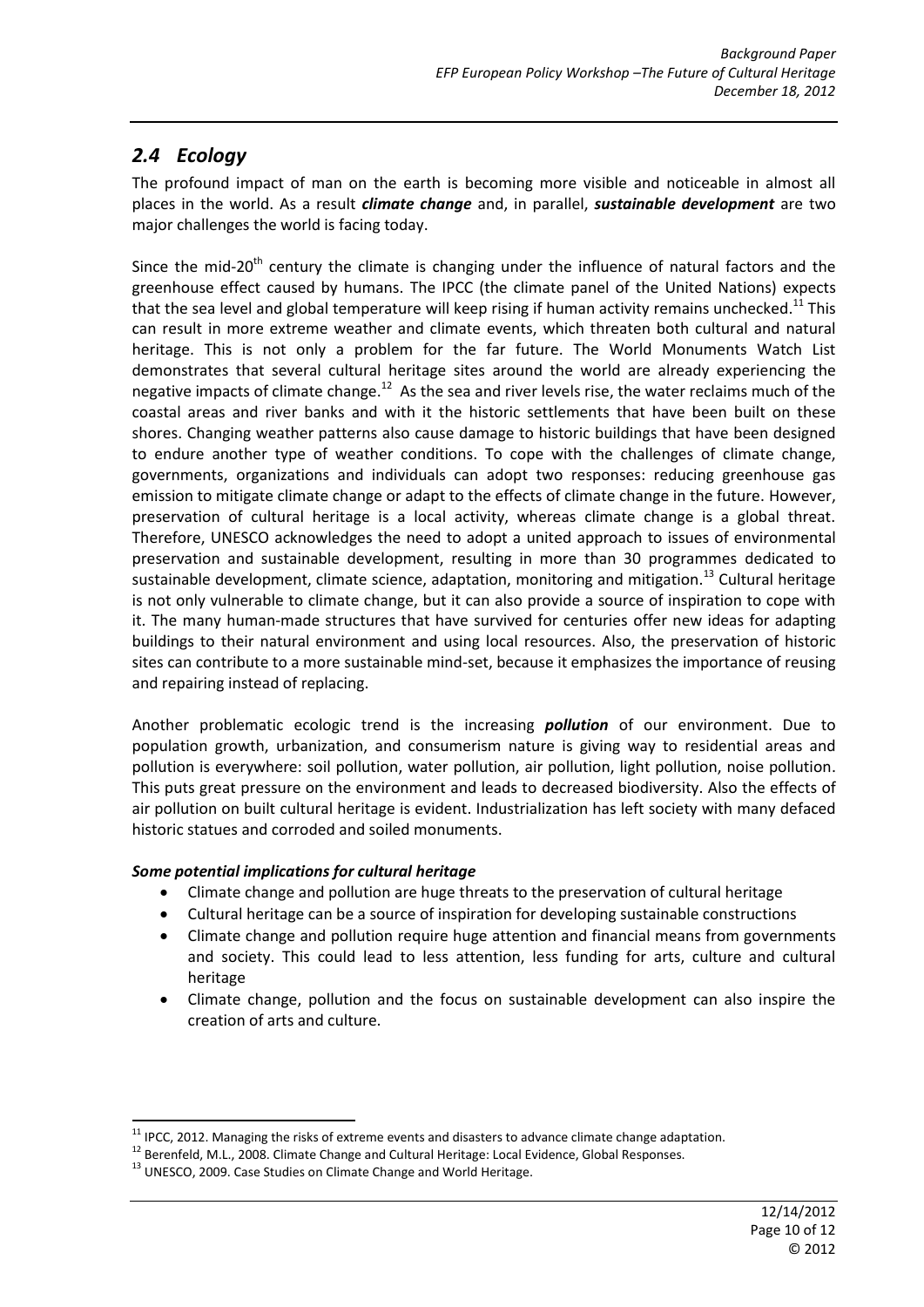## *2.4 Ecology*

The profound impact of man on the earth is becoming more visible and noticeable in almost all places in the world. As a result ***climate change*** and, in parallel, ***sustainable development*** are two major challenges the world is facing today.

Since the mid-20th century the climate is changing under the influence of natural factors and the greenhouse effect caused by humans. The IPCC (the climate panel of the United Nations) expects that the sea level and global temperature will keep rising if human activity remains unchecked.[11] This can result in more extreme weather and climate events, which threaten both cultural and natural heritage. This is not only a problem for the far future. The World Monuments Watch List demonstrates that several cultural heritage sites around the world are already experiencing the negative impacts of climate change.[12] As the sea and river levels rise, the water reclaims much of the coastal areas and river banks and with it the historic settlements that have been built on these shores. Changing weather patterns also cause damage to historic buildings that have been designed to endure another type of weather conditions. To cope with the challenges of climate change, governments, organizations and individuals can adopt two responses: reducing greenhouse gas emission to mitigate climate change or adapt to the effects of climate change in the future. However, preservation of cultural heritage is a local activity, whereas climate change is a global threat. Therefore, UNESCO acknowledges the need to adopt a united approach to issues of environmental preservation and sustainable development, resulting in more than 30 programmes dedicated to sustainable development, climate science, adaptation, monitoring and mitigation.[13] Cultural heritage is not only vulnerable to climate change, but it can also provide a source of inspiration to cope with it. The many human-made structures that have survived for centuries offer new ideas for adapting buildings to their natural environment and using local resources. Also, the preservation of historic sites can contribute to a more sustainable mind-set, because it emphasizes the importance of reusing and repairing instead of replacing.

Another problematic ecologic trend is the increasing ***pollution*** of our environment. Due to population growth, urbanization, and consumerism nature is giving way to residential areas and pollution is everywhere: soil pollution, water pollution, air pollution, light pollution, noise pollution. This puts great pressure on the environment and leads to decreased biodiversity. Also the effects of air pollution on built cultural heritage is evident. Industrialization has left society with many defaced historic statues and corroded and soiled monuments.

***Some potential implications for cultural heritage***

- Climate change and pollution are huge threats to the preservation of cultural heritage
- Cultural heritage can be a source of inspiration for developing sustainable constructions
- Climate change and pollution require huge attention and financial means from governments and society. This could lead to less attention, less funding for arts, culture and cultural heritage
- Climate change, pollution and the focus on sustainable development can also inspire the creation of arts and culture.

---

[11] IPCC, 2012. Managing the risks of extreme events and disasters to advance climate change adaptation.

[12] Berenfeld, M.L., 2008. Climate Change and Cultural Heritage: Local Evidence, Global Responses.

[13] UNESCO, 2009. Case Studies on Climate Change and World Heritage.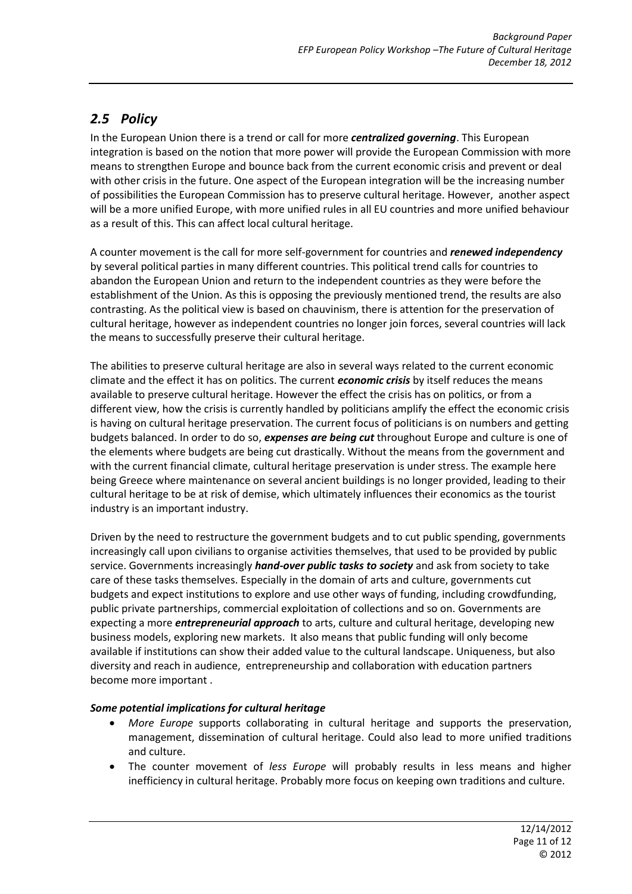## *2.5 Policy*

In the European Union there is a trend or call for more ***centralized governing***. This European integration is based on the notion that more power will provide the European Commission with more means to strengthen Europe and bounce back from the current economic crisis and prevent or deal with other crisis in the future. One aspect of the European integration will be the increasing number of possibilities the European Commission has to preserve cultural heritage. However, another aspect will be a more unified Europe, with more unified rules in all EU countries and more unified behaviour as a result of this. This can affect local cultural heritage.

A counter movement is the call for more self-government for countries and ***renewed independency*** by several political parties in many different countries. This political trend calls for countries to abandon the European Union and return to the independent countries as they were before the establishment of the Union. As this is opposing the previously mentioned trend, the results are also contrasting. As the political view is based on chauvinism, there is attention for the preservation of cultural heritage, however as independent countries no longer join forces, several countries will lack the means to successfully preserve their cultural heritage.

The abilities to preserve cultural heritage are also in several ways related to the current economic climate and the effect it has on politics. The current ***economic crisis*** by itself reduces the means available to preserve cultural heritage. However the effect the crisis has on politics, or from a different view, how the crisis is currently handled by politicians amplify the effect the economic crisis is having on cultural heritage preservation. The current focus of politicians is on numbers and getting budgets balanced. In order to do so, ***expenses are being cut*** throughout Europe and culture is one of the elements where budgets are being cut drastically. Without the means from the government and with the current financial climate, cultural heritage preservation is under stress. The example here being Greece where maintenance on several ancient buildings is no longer provided, leading to their cultural heritage to be at risk of demise, which ultimately influences their economics as the tourist industry is an important industry.

Driven by the need to restructure the government budgets and to cut public spending, governments increasingly call upon civilians to organise activities themselves, that used to be provided by public service. Governments increasingly ***hand-over public tasks to society*** and ask from society to take care of these tasks themselves. Especially in the domain of arts and culture, governments cut budgets and expect institutions to explore and use other ways of funding, including crowdfunding, public private partnerships, commercial exploitation of collections and so on. Governments are expecting a more ***entrepreneurial approach*** to arts, culture and cultural heritage, developing new business models, exploring new markets. It also means that public funding will only become available if institutions can show their added value to the cultural landscape. Uniqueness, but also diversity and reach in audience, entrepreneurship and collaboration with education partners become more important .

***Some potential implications for cultural heritage***

- *More Europe* supports collaborating in cultural heritage and supports the preservation, management, dissemination of cultural heritage. Could also lead to more unified traditions and culture.
- The counter movement of *less Europe* will probably results in less means and higher inefficiency in cultural heritage. Probably more focus on keeping own traditions and culture.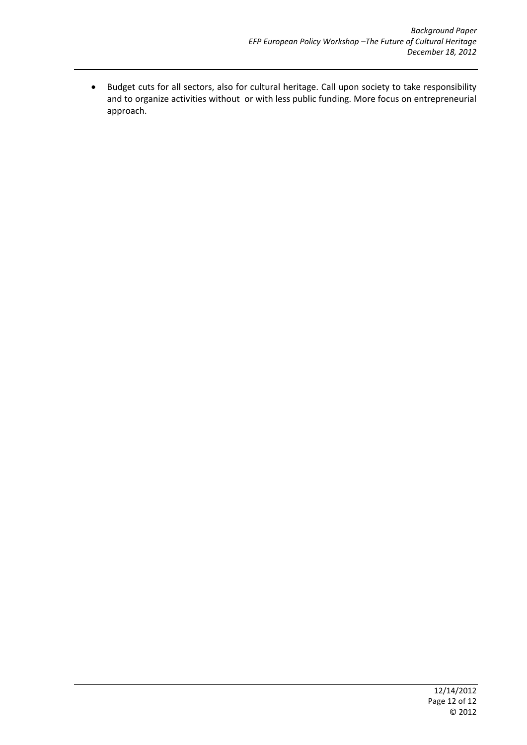- Budget cuts for all sectors, also for cultural heritage. Call upon society to take responsibility and to organize activities without or with less public funding. More focus on entrepreneurial approach.